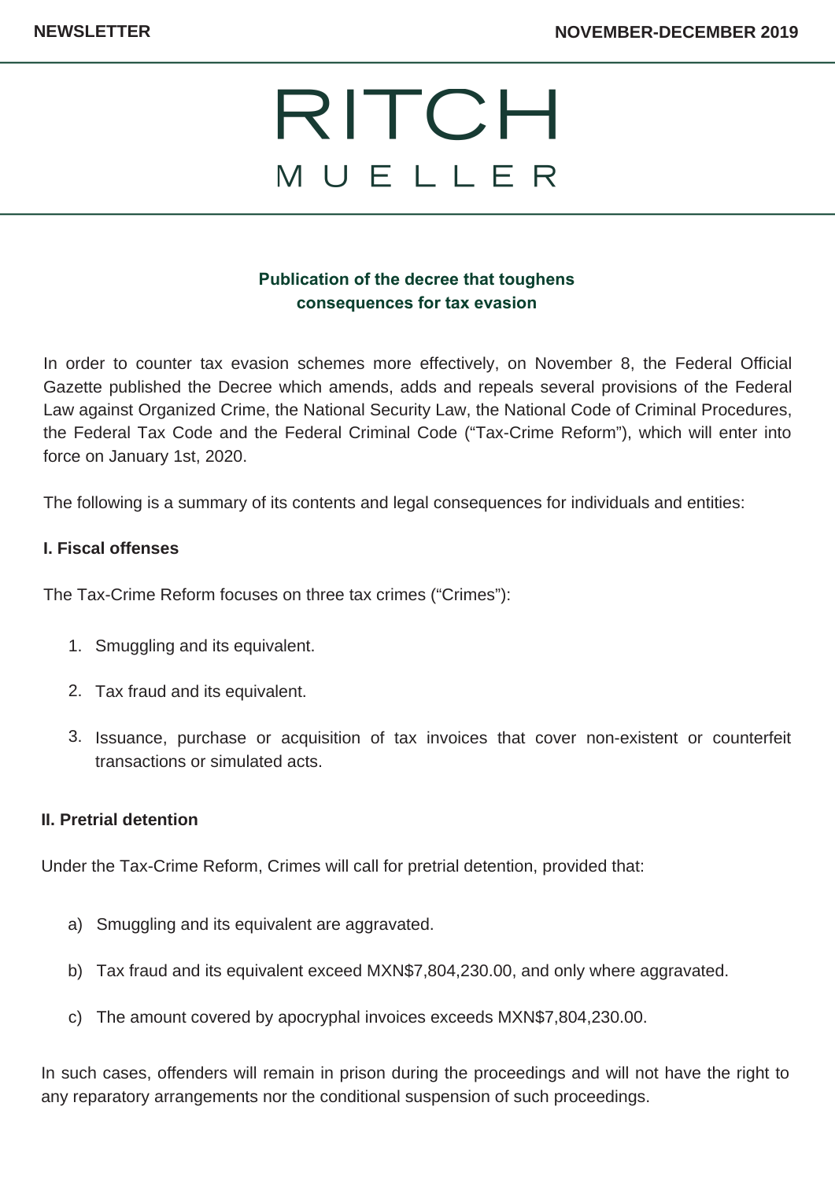# RITCH MUELLER

## Publication of the decree that toughens consequences for tax evasion

In order to counter tax evasion schemes more effectively, on November 8, the Federal Official Gazette published the Decree which amends, adds and repeals several provisions of the Federal Law against Organized Crime, the National Security Law, the National Code of Criminal Procedures, the Federal Tax Code and the Federal Criminal Code ("Tax-Crime Reform"), which will enter into force on January 1st, 2020.

The following is a summary of its contents and legal consequences for individuals and entities:

### I. Fiscal offenses

The Tax-Crime Reform focuses on three tax crimes ("Crimes"):

1. Smuggling and its equivalent.
2. Tax fraud and its equivalent.
3. Issuance, purchase or acquisition of tax invoices that cover non-existent or counterfeit transactions or simulated acts.

### II. Pretrial detention

Under the Tax-Crime Reform, Crimes will call for pretrial detention, provided that:

a) Smuggling and its equivalent are aggravated.

b) Tax fraud and its equivalent exceed MXN$7,804,230.00, and only where aggravated.

c) The amount covered by apocryphal invoices exceeds MXN$7,804,230.00.

In such cases, offenders will remain in prison during the proceedings and will not have the right to any reparatory arrangements nor the conditional suspension of such proceedings.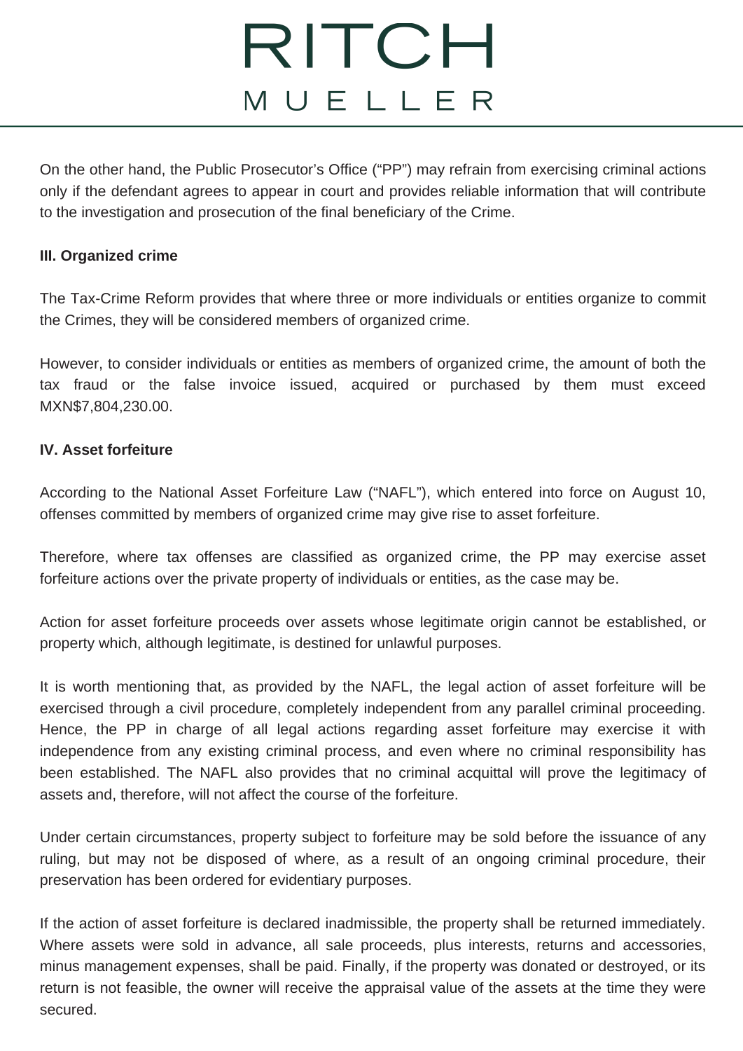On the other hand, the Public Prosecutor's Office ("PP") may refrain from exercising criminal actions only if the defendant agrees to appear in court and provides reliable information that will contribute to the investigation and prosecution of the final beneficiary of the Crime.

**III. Organized crime**

The Tax-Crime Reform provides that where three or more individuals or entities organize to commit the Crimes, they will be considered members of organized crime.

However, to consider individuals or entities as members of organized crime, the amount of both the tax fraud or the false invoice issued, acquired or purchased by them must exceed MXN$7,804,230.00.

**IV. Asset forfeiture**

According to the National Asset Forfeiture Law ("NAFL"), which entered into force on August 10, offenses committed by members of organized crime may give rise to asset forfeiture.

Therefore, where tax offenses are classified as organized crime, the PP may exercise asset forfeiture actions over the private property of individuals or entities, as the case may be.

Action for asset forfeiture proceeds over assets whose legitimate origin cannot be established, or property which, although legitimate, is destined for unlawful purposes.

It is worth mentioning that, as provided by the NAFL, the legal action of asset forfeiture will be exercised through a civil procedure, completely independent from any parallel criminal proceeding. Hence, the PP in charge of all legal actions regarding asset forfeiture may exercise it with independence from any existing criminal process, and even where no criminal responsibility has been established. The NAFL also provides that no criminal acquittal will prove the legitimacy of assets and, therefore, will not affect the course of the forfeiture.

Under certain circumstances, property subject to forfeiture may be sold before the issuance of any ruling, but may not be disposed of where, as a result of an ongoing criminal procedure, their preservation has been ordered for evidentiary purposes.

If the action of asset forfeiture is declared inadmissible, the property shall be returned immediately. Where assets were sold in advance, all sale proceeds, plus interests, returns and accessories, minus management expenses, shall be paid. Finally, if the property was donated or destroyed, or its return is not feasible, the owner will receive the appraisal value of the assets at the time they were secured.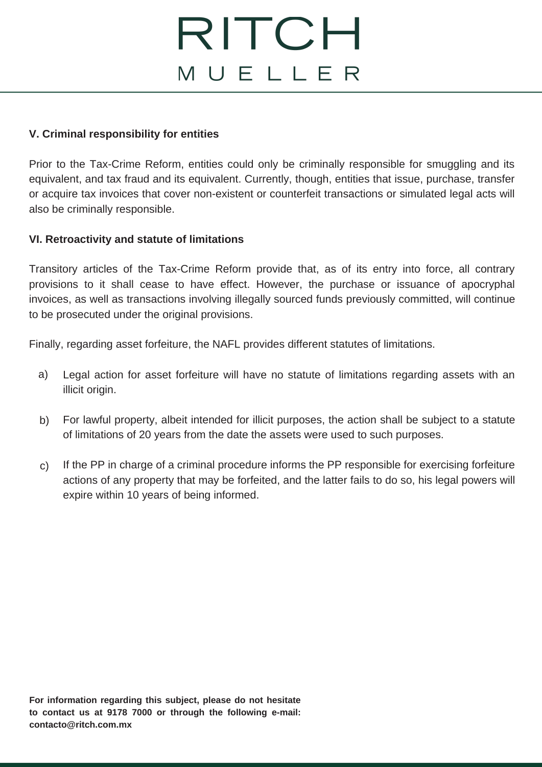### V. Criminal responsibility for entities

Prior to the Tax-Crime Reform, entities could only be criminally responsible for smuggling and its equivalent, and tax fraud and its equivalent. Currently, though, entities that issue, purchase, transfer or acquire tax invoices that cover non-existent or counterfeit transactions or simulated legal acts will also be criminally responsible.

### VI. Retroactivity and statute of limitations

Transitory articles of the Tax-Crime Reform provide that, as of its entry into force, all contrary provisions to it shall cease to have effect. However, the purchase or issuance of apocryphal invoices, as well as transactions involving illegally sourced funds previously committed, will continue to be prosecuted under the original provisions.

Finally, regarding asset forfeiture, the NAFL provides different statutes of limitations.

a) Legal action for asset forfeiture will have no statute of limitations regarding assets with an illicit origin.

b) For lawful property, albeit intended for illicit purposes, the action shall be subject to a statute of limitations of 20 years from the date the assets were used to such purposes.

c) If the PP in charge of a criminal procedure informs the PP responsible for exercising forfeiture actions of any property that may be forfeited, and the latter fails to do so, his legal powers will expire within 10 years of being informed.

**For information regarding this subject, please do not hesitate to contact us at 9178 7000 or through the following e-mail: contacto@ritch.com.mx**